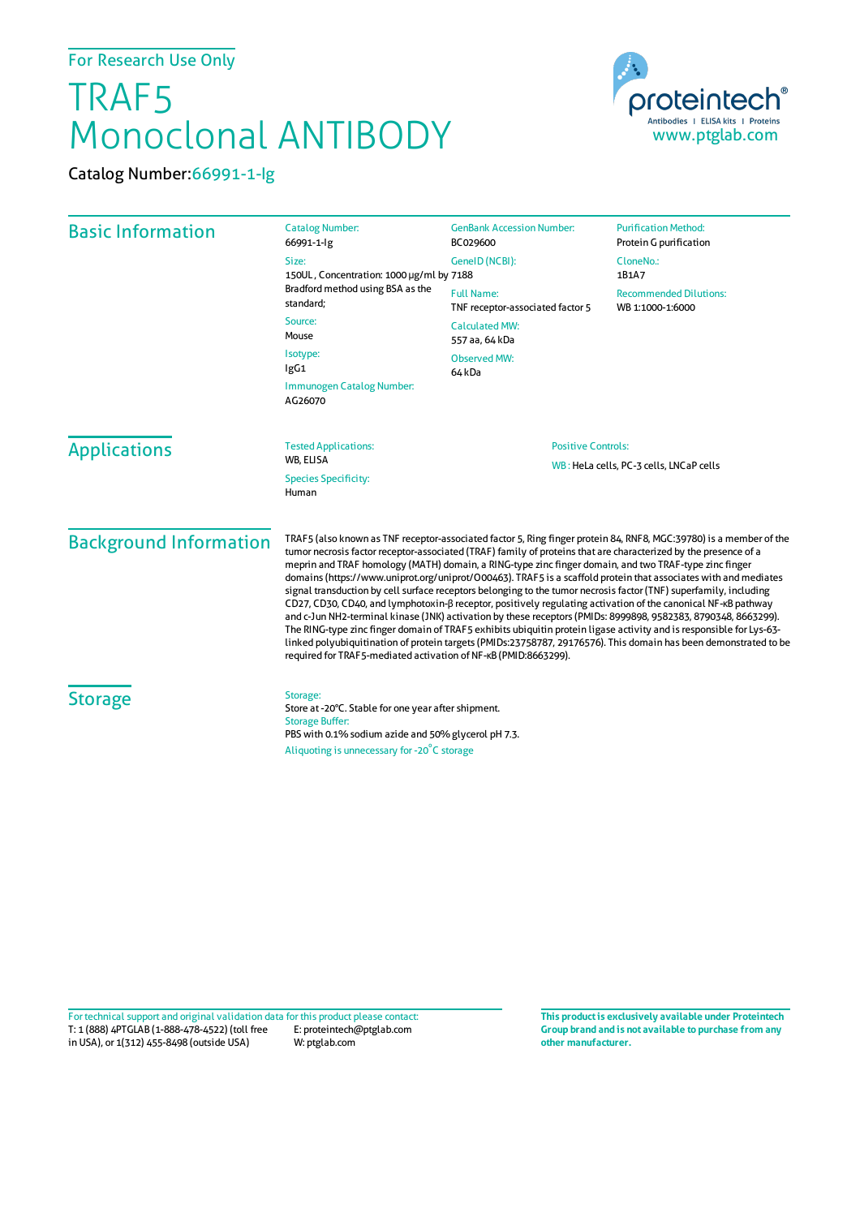For Research Use Only

# TRAF5 Monoclonal ANTIBODY

Catalog Number: 66991-1-Ig

proteintech®
Antibodies | ELISA kits | Proteins
www.ptglab.com

## Basic Information

**Catalog Number:**
66991-1-Ig

**Size:**
150UL , Concentration: 1000 μg/ml by Bradford method using BSA as the standard;

**Source:**
Mouse

**Isotype:**
IgG1

**Immunogen Catalog Number:**
AG26070

**GenBank Accession Number:**
BC029600

**GeneID (NCBI):**
7188

**Full Name:**
TNF receptor-associated factor 5

**Calculated MW:**
557 aa, 64 kDa

**Observed MW:**
64 kDa

**Purification Method:**
Protein G purification

**CloneNo.:**
1B1A7

**Recommended Dilutions:**
WB 1:1000-1:6000

## Applications

**Tested Applications:**
WB, ELISA

**Species Specificity:**
Human

**Positive Controls:**
WB : HeLa cells, PC-3 cells, LNCaP cells

## Background Information

TRAF5 (also known as TNF receptor-associated factor 5, Ring finger protein 84, RNF8, MGC:39780) is a member of the tumor necrosis factor receptor-associated (TRAF) family of proteins that are characterized by the presence of a meprin and TRAF homology (MATH) domain, a RING-type zinc finger domain, and two TRAF-type zinc finger domains (https://www.uniprot.org/uniprot/O00463). TRAF5 is a scaffold protein that associates with and mediates signal transduction by cell surface receptors belonging to the tumor necrosis factor (TNF) superfamily, including CD27, CD30, CD40, and lymphotoxin-β receptor, positively regulating activation of the canonical NF-κB pathway and c-Jun NH2-terminal kinase (JNK) activation by these receptors (PMIDs: 8999898, 9582383, 8790348, 8663299). The RING-type zinc finger domain of TRAF5 exhibits ubiquitin protein ligase activity and is responsible for Lys-63-linked polyubiquitination of protein targets (PMIDs:23758787, 29176576). This domain has been demonstrated to be required for TRAF5-mediated activation of NF-κB (PMID:8663299).

## Storage

**Storage:**
Store at -20°C. Stable for one year after shipment.

**Storage Buffer:**
PBS with 0.1% sodium azide and 50% glycerol pH 7.3.

Aliquoting is unnecessary for -20°C storage

For technical support and original validation data for this product please contact:
T: 1 (888) 4PTGLAB (1-888-478-4522) (toll free in USA), or 1(312) 455-8498 (outside USA)
E: proteintech@ptglab.com
W: ptglab.com

**This product is exclusively available under Proteintech Group brand and is not available to purchase from any other manufacturer.**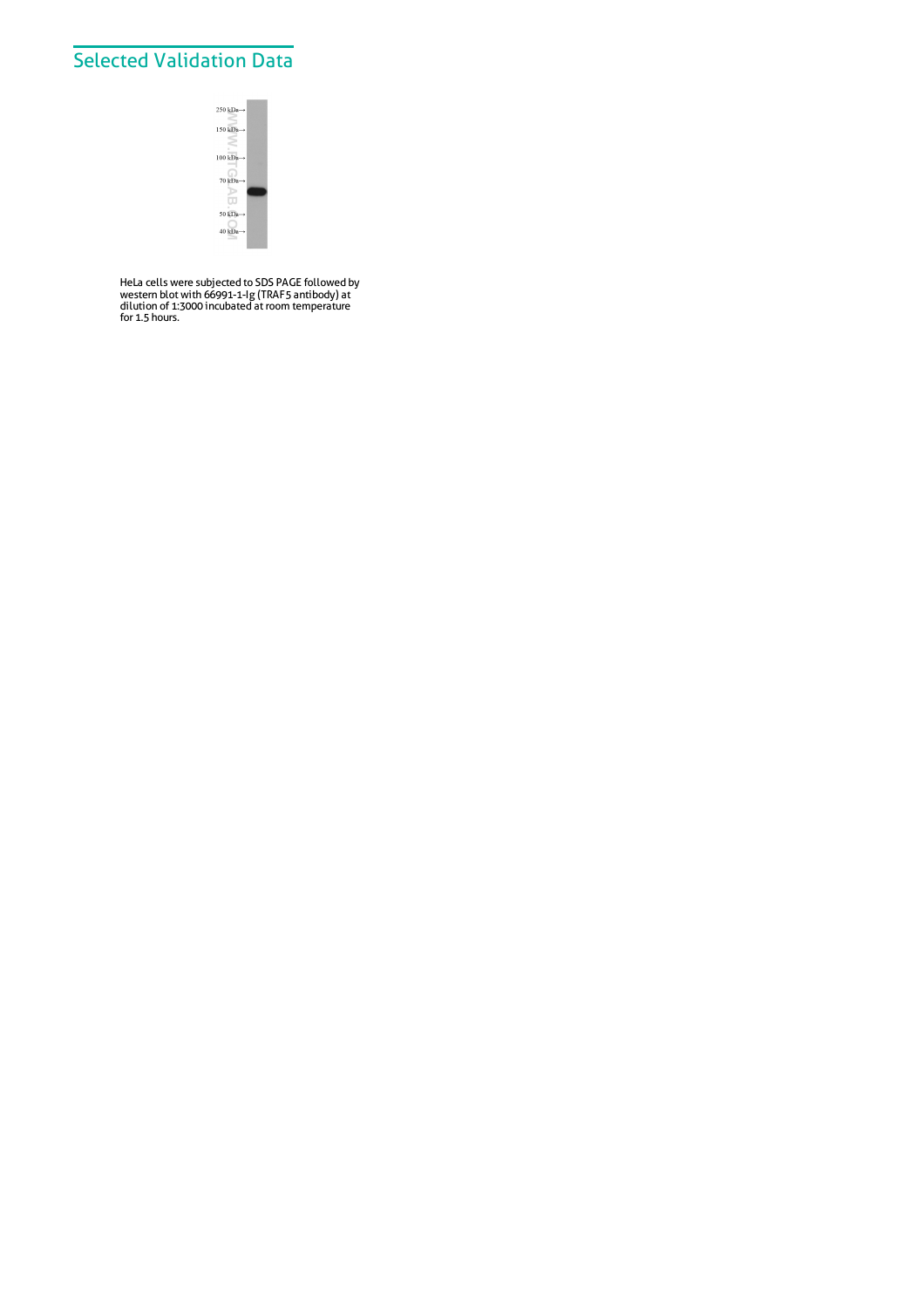## Selected Validation Data

250 kDa→
150 kDa→
100 kDa→
70 kDa→
50 kDa→
40 kDa→

HeLa cells were subjected to SDS PAGE followed by western blot with 66991-1-Ig (TRAF5 antibody) at dilution of 1:3000 incubated at room temperature for 1.5 hours.